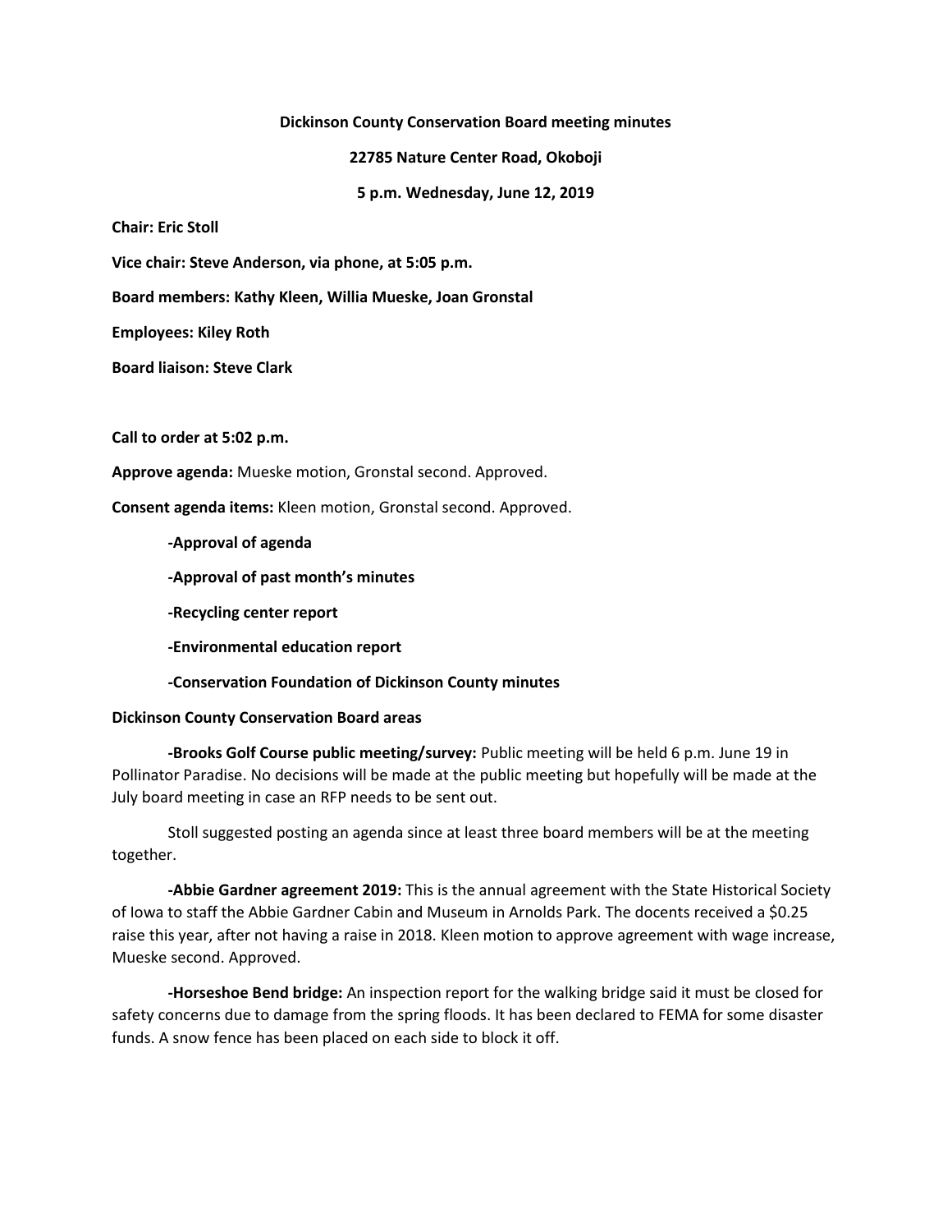**Dickinson County Conservation Board meeting minutes**

**22785 Nature Center Road, Okoboji**

**5 p.m. Wednesday, June 12, 2019**

**Chair: Eric Stoll**

**Vice chair: Steve Anderson, via phone, at 5:05 p.m.**

**Board members: Kathy Kleen, Willia Mueske, Joan Gronstal**

**Employees: Kiley Roth**

**Board liaison: Steve Clark**

**Call to order at 5:02 p.m.**

**Approve agenda:** Mueske motion, Gronstal second. Approved.

**Consent agenda items:** Kleen motion, Gronstal second. Approved.

- **Approval of agenda**
- **Approval of past month's minutes**
- **Recycling center report**
- **Environmental education report**
- **Conservation Foundation of Dickinson County minutes**

**Dickinson County Conservation Board areas**

**-Brooks Golf Course public meeting/survey:** Public meeting will be held 6 p.m. June 19 in Pollinator Paradise. No decisions will be made at the public meeting but hopefully will be made at the July board meeting in case an RFP needs to be sent out.

Stoll suggested posting an agenda since at least three board members will be at the meeting together.

**-Abbie Gardner agreement 2019:** This is the annual agreement with the State Historical Society of Iowa to staff the Abbie Gardner Cabin and Museum in Arnolds Park. The docents received a $0.25 raise this year, after not having a raise in 2018. Kleen motion to approve agreement with wage increase, Mueske second. Approved.

**-Horseshoe Bend bridge:** An inspection report for the walking bridge said it must be closed for safety concerns due to damage from the spring floods. It has been declared to FEMA for some disaster funds. A snow fence has been placed on each side to block it off.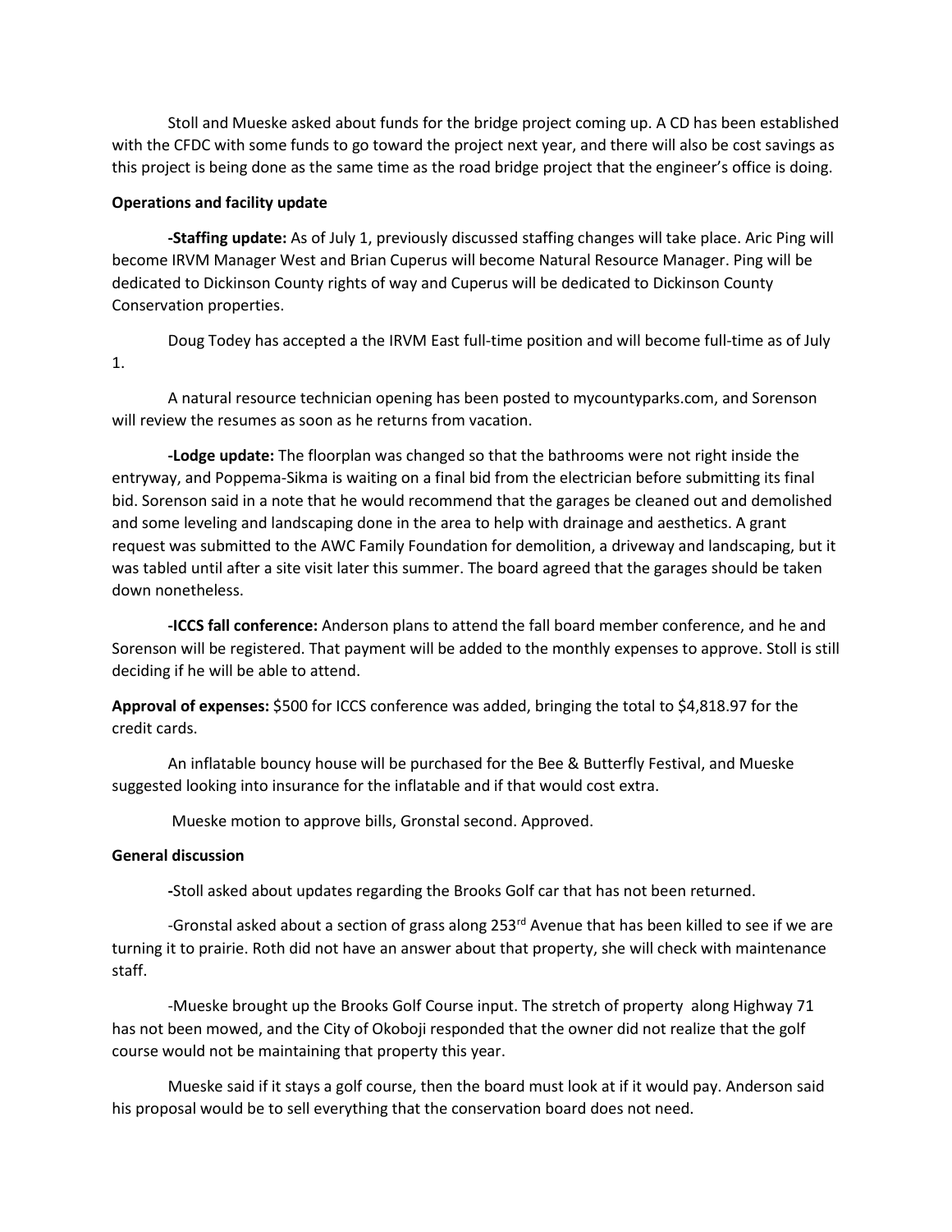Stoll and Mueske asked about funds for the bridge project coming up. A CD has been established with the CFDC with some funds to go toward the project next year, and there will also be cost savings as this project is being done as the same time as the road bridge project that the engineer's office is doing.

**Operations and facility update**

**-Staffing update:** As of July 1, previously discussed staffing changes will take place. Aric Ping will become IRVM Manager West and Brian Cuperus will become Natural Resource Manager. Ping will be dedicated to Dickinson County rights of way and Cuperus will be dedicated to Dickinson County Conservation properties.

Doug Todey has accepted a the IRVM East full-time position and will become full-time as of July 1.

A natural resource technician opening has been posted to mycountyparks.com, and Sorenson will review the resumes as soon as he returns from vacation.

**-Lodge update:** The floorplan was changed so that the bathrooms were not right inside the entryway, and Poppema-Sikma is waiting on a final bid from the electrician before submitting its final bid. Sorenson said in a note that he would recommend that the garages be cleaned out and demolished and some leveling and landscaping done in the area to help with drainage and aesthetics. A grant request was submitted to the AWC Family Foundation for demolition, a driveway and landscaping, but it was tabled until after a site visit later this summer. The board agreed that the garages should be taken down nonetheless.

**-ICCS fall conference:** Anderson plans to attend the fall board member conference, and he and Sorenson will be registered. That payment will be added to the monthly expenses to approve. Stoll is still deciding if he will be able to attend.

**Approval of expenses:** $500 for ICCS conference was added, bringing the total to $4,818.97 for the credit cards.

An inflatable bouncy house will be purchased for the Bee & Butterfly Festival, and Mueske suggested looking into insurance for the inflatable and if that would cost extra.

Mueske motion to approve bills, Gronstal second. Approved.

**General discussion**

**-**Stoll asked about updates regarding the Brooks Golf car that has not been returned.

-Gronstal asked about a section of grass along 253rd Avenue that has been killed to see if we are turning it to prairie. Roth did not have an answer about that property, she will check with maintenance staff.

-Mueske brought up the Brooks Golf Course input. The stretch of property along Highway 71 has not been mowed, and the City of Okoboji responded that the owner did not realize that the golf course would not be maintaining that property this year.

Mueske said if it stays a golf course, then the board must look at if it would pay. Anderson said his proposal would be to sell everything that the conservation board does not need.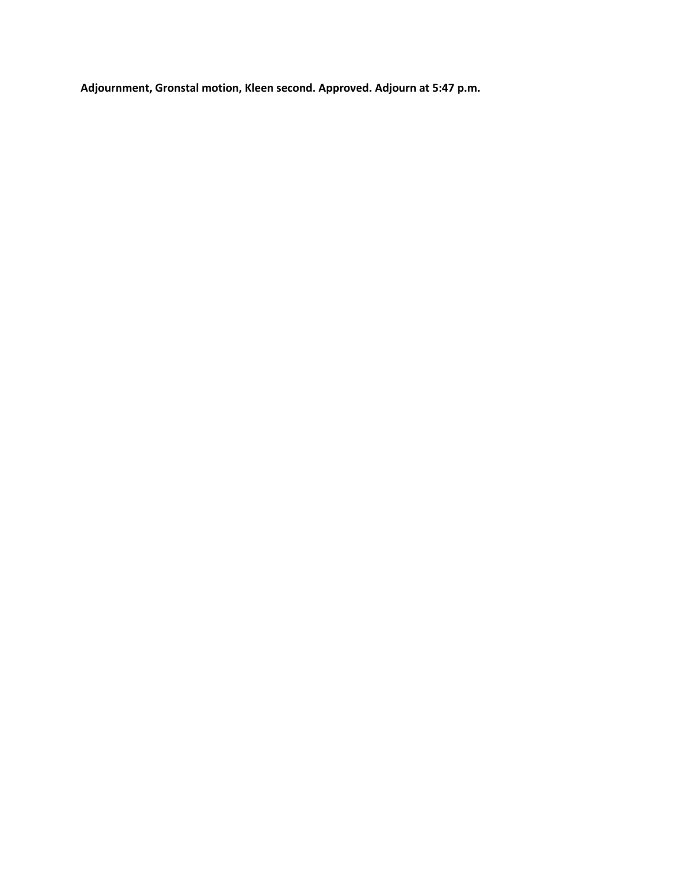**Adjournment, Gronstal motion, Kleen second. Approved. Adjourn at 5:47 p.m.**